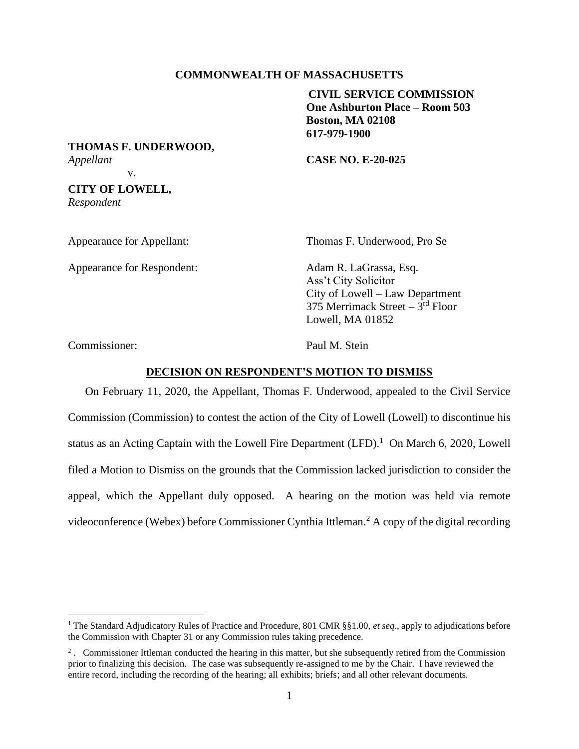**COMMONWEALTH OF MASSACHUSETTS**

**CIVIL SERVICE COMMISSION**
**One Ashburton Place – Room 503**
**Boston, MA 02108**
**617-979-1900**

**THOMAS F. UNDERWOOD,**
*Appellant*

v.

**CITY OF LOWELL,**
*Respondent*

**CASE NO. E-20-025**

Appearance for Appellant: Thomas F. Underwood, Pro Se

Appearance for Respondent: Adam R. LaGrassa, Esq.
Ass't City Solicitor
City of Lowell – Law Department
375 Merrimack Street – 3rd Floor
Lowell, MA 01852

Commissioner: Paul M. Stein

## DECISION ON RESPONDENT'S MOTION TO DISMISS

On February 11, 2020, the Appellant, Thomas F. Underwood, appealed to the Civil Service Commission (Commission) to contest the action of the City of Lowell (Lowell) to discontinue his status as an Acting Captain with the Lowell Fire Department (LFD).[1] On March 6, 2020, Lowell filed a Motion to Dismiss on the grounds that the Commission lacked jurisdiction to consider the appeal, which the Appellant duly opposed. A hearing on the motion was held via remote videoconference (Webex) before Commissioner Cynthia Ittleman.[2] A copy of the digital recording

---

[1] The Standard Adjudicatory Rules of Practice and Procedure, 801 CMR §§1.00, *et seq*., apply to adjudications before the Commission with Chapter 31 or any Commission rules taking precedence.

[2] . Commissioner Ittleman conducted the hearing in this matter, but she subsequently retired from the Commission prior to finalizing this decision. The case was subsequently re-assigned to me by the Chair. I have reviewed the entire record, including the recording of the hearing; all exhibits; briefs; and all other relevant documents.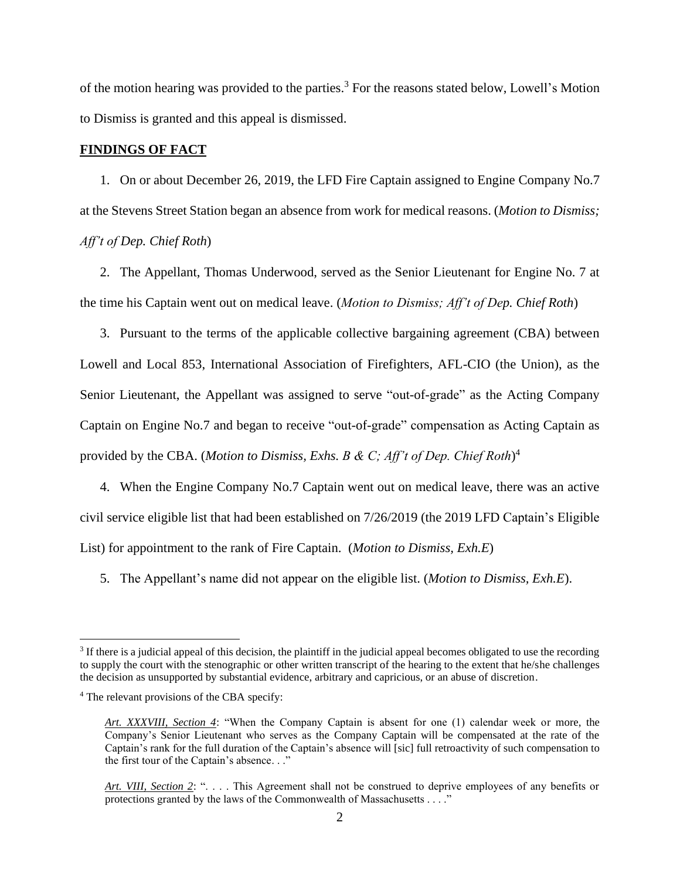of the motion hearing was provided to the parties.[3] For the reasons stated below, Lowell's Motion to Dismiss is granted and this appeal is dismissed.

**FINDINGS OF FACT**

1. On or about December 26, 2019, the LFD Fire Captain assigned to Engine Company No.7 at the Stevens Street Station began an absence from work for medical reasons. (*Motion to Dismiss; Aff't of Dep. Chief Roth*)

2. The Appellant, Thomas Underwood, served as the Senior Lieutenant for Engine No. 7 at the time his Captain went out on medical leave. (*Motion to Dismiss; Aff't of Dep. Chief Roth*)

3. Pursuant to the terms of the applicable collective bargaining agreement (CBA) between Lowell and Local 853, International Association of Firefighters, AFL-CIO (the Union), as the Senior Lieutenant, the Appellant was assigned to serve "out-of-grade" as the Acting Company Captain on Engine No.7 and began to receive "out-of-grade" compensation as Acting Captain as provided by the CBA. (*Motion to Dismiss, Exhs. B & C; Aff't of Dep. Chief Roth*)[4]

4. When the Engine Company No.7 Captain went out on medical leave, there was an active civil service eligible list that had been established on 7/26/2019 (the 2019 LFD Captain's Eligible List) for appointment to the rank of Fire Captain. (*Motion to Dismiss, Exh.E*)

5. The Appellant's name did not appear on the eligible list. (*Motion to Dismiss, Exh.E*).

---

[3] If there is a judicial appeal of this decision, the plaintiff in the judicial appeal becomes obligated to use the recording to supply the court with the stenographic or other written transcript of the hearing to the extent that he/she challenges the decision as unsupported by substantial evidence, arbitrary and capricious, or an abuse of discretion.

[4] The relevant provisions of the CBA specify:

> *Art. XXXVIII, Section 4*: "When the Company Captain is absent for one (1) calendar week or more, the Company's Senior Lieutenant who serves as the Company Captain will be compensated at the rate of the Captain's rank for the full duration of the Captain's absence will [sic] full retroactivity of such compensation to the first tour of the Captain's absence. . ."

> *Art. VIII, Section 2*: ". . . . This Agreement shall not be construed to deprive employees of any benefits or protections granted by the laws of the Commonwealth of Massachusetts . . . ."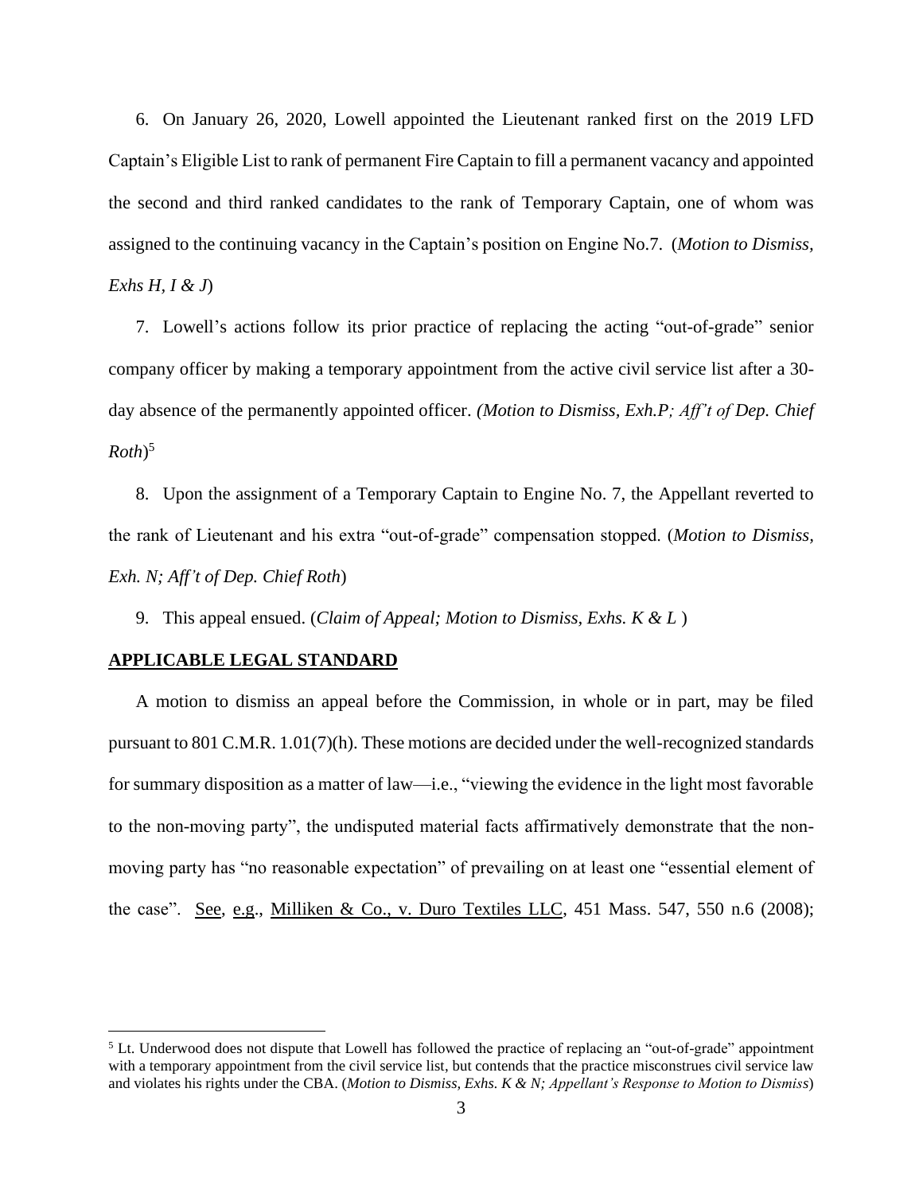6. On January 26, 2020, Lowell appointed the Lieutenant ranked first on the 2019 LFD Captain's Eligible List to rank of permanent Fire Captain to fill a permanent vacancy and appointed the second and third ranked candidates to the rank of Temporary Captain, one of whom was assigned to the continuing vacancy in the Captain's position on Engine No.7. (*Motion to Dismiss, Exhs H, I & J*)

7. Lowell's actions follow its prior practice of replacing the acting "out-of-grade" senior company officer by making a temporary appointment from the active civil service list after a 30-day absence of the permanently appointed officer. *(Motion to Dismiss, Exh.P; Aff't of Dep. Chief Roth*)[5]

8. Upon the assignment of a Temporary Captain to Engine No. 7, the Appellant reverted to the rank of Lieutenant and his extra "out-of-grade" compensation stopped. (*Motion to Dismiss, Exh. N; Aff't of Dep. Chief Roth*)

9. This appeal ensued. (*Claim of Appeal; Motion to Dismiss, Exhs. K & L* )

## APPLICABLE LEGAL STANDARD

A motion to dismiss an appeal before the Commission, in whole or in part, may be filed pursuant to 801 C.M.R. 1.01(7)(h). These motions are decided under the well-recognized standards for summary disposition as a matter of law—i.e., "viewing the evidence in the light most favorable to the non-moving party", the undisputed material facts affirmatively demonstrate that the non-moving party has "no reasonable expectation" of prevailing on at least one "essential element of the case". See, e.g., Milliken & Co., v. Duro Textiles LLC, 451 Mass. 547, 550 n.6 (2008);

---

[5] Lt. Underwood does not dispute that Lowell has followed the practice of replacing an "out-of-grade" appointment with a temporary appointment from the civil service list, but contends that the practice misconstrues civil service law and violates his rights under the CBA. (*Motion to Dismiss, Exhs. K & N; Appellant's Response to Motion to Dismiss*)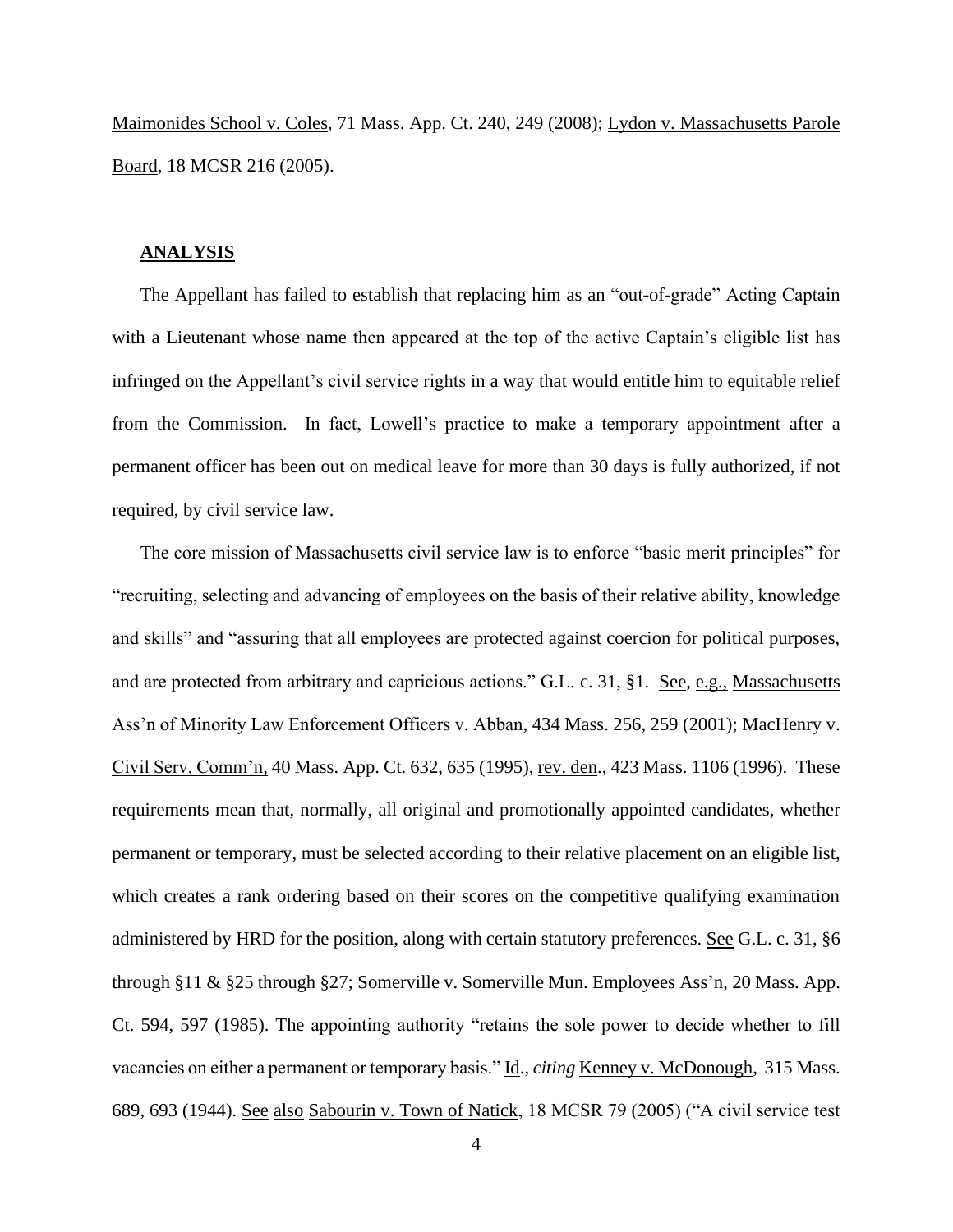Maimonides School v. Coles, 71 Mass. App. Ct. 240, 249 (2008); Lydon v. Massachusetts Parole Board, 18 MCSR 216 (2005).

**ANALYSIS**

The Appellant has failed to establish that replacing him as an "out-of-grade" Acting Captain with a Lieutenant whose name then appeared at the top of the active Captain's eligible list has infringed on the Appellant's civil service rights in a way that would entitle him to equitable relief from the Commission. In fact, Lowell's practice to make a temporary appointment after a permanent officer has been out on medical leave for more than 30 days is fully authorized, if not required, by civil service law.

The core mission of Massachusetts civil service law is to enforce "basic merit principles" for "recruiting, selecting and advancing of employees on the basis of their relative ability, knowledge and skills" and "assuring that all employees are protected against coercion for political purposes, and are protected from arbitrary and capricious actions." G.L. c. 31, §1. See, e.g., Massachusetts Ass'n of Minority Law Enforcement Officers v. Abban, 434 Mass. 256, 259 (2001); MacHenry v. Civil Serv. Comm'n, 40 Mass. App. Ct. 632, 635 (1995), rev. den., 423 Mass. 1106 (1996). These requirements mean that, normally, all original and promotionally appointed candidates, whether permanent or temporary, must be selected according to their relative placement on an eligible list, which creates a rank ordering based on their scores on the competitive qualifying examination administered by HRD for the position, along with certain statutory preferences. See G.L. c. 31, §6 through §11 & §25 through §27; Somerville v. Somerville Mun. Employees Ass'n, 20 Mass. App. Ct. 594, 597 (1985). The appointing authority "retains the sole power to decide whether to fill vacancies on either a permanent or temporary basis." Id., *citing* Kenney v. McDonough, 315 Mass. 689, 693 (1944). See also Sabourin v. Town of Natick, 18 MCSR 79 (2005) ("A civil service test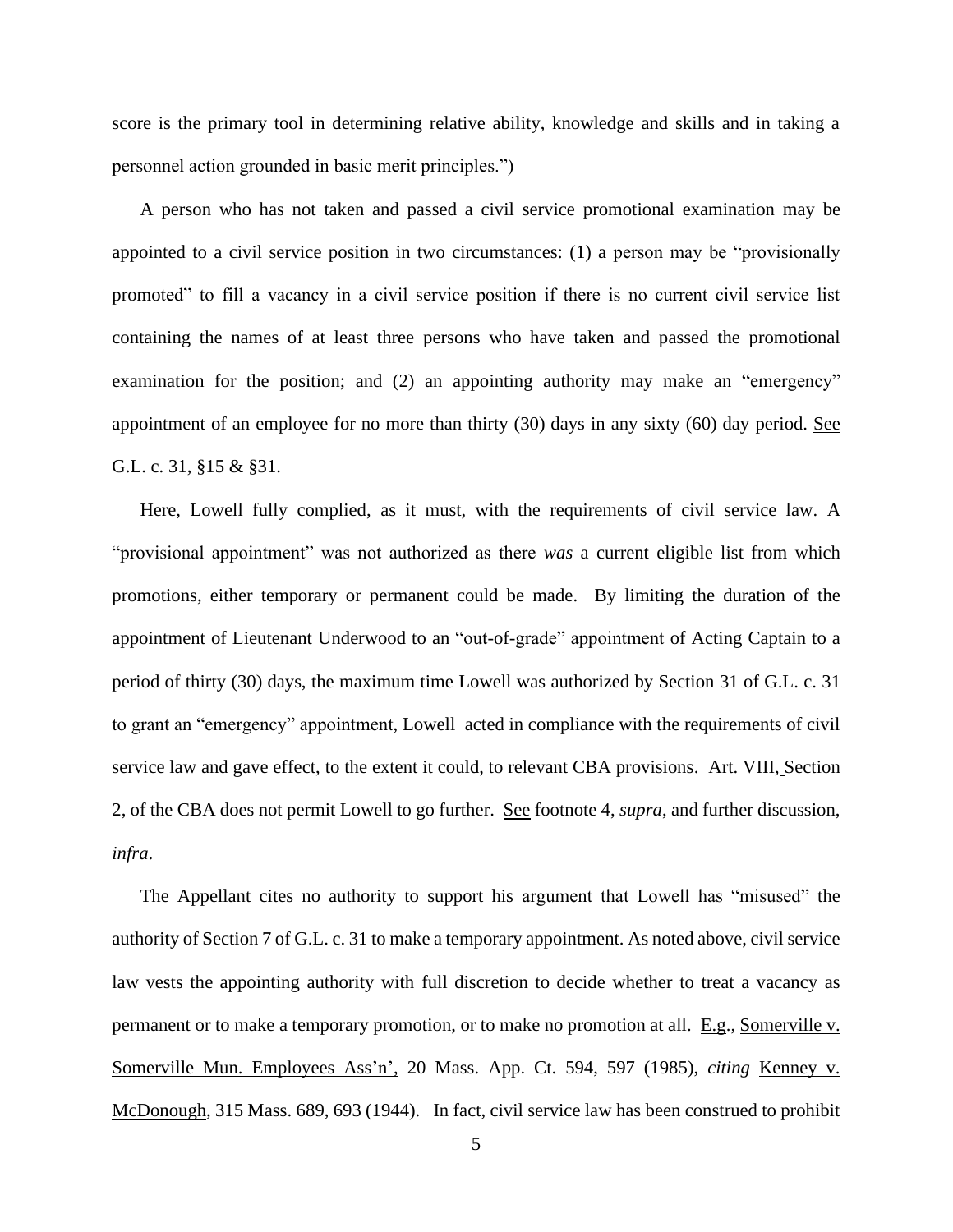score is the primary tool in determining relative ability, knowledge and skills and in taking a personnel action grounded in basic merit principles.")

A person who has not taken and passed a civil service promotional examination may be appointed to a civil service position in two circumstances: (1) a person may be "provisionally promoted" to fill a vacancy in a civil service position if there is no current civil service list containing the names of at least three persons who have taken and passed the promotional examination for the position; and (2) an appointing authority may make an "emergency" appointment of an employee for no more than thirty (30) days in any sixty (60) day period. See G.L. c. 31, §15 & §31.

Here, Lowell fully complied, as it must, with the requirements of civil service law. A "provisional appointment" was not authorized as there *was* a current eligible list from which promotions, either temporary or permanent could be made. By limiting the duration of the appointment of Lieutenant Underwood to an "out-of-grade" appointment of Acting Captain to a period of thirty (30) days, the maximum time Lowell was authorized by Section 31 of G.L. c. 31 to grant an "emergency" appointment, Lowell acted in compliance with the requirements of civil service law and gave effect, to the extent it could, to relevant CBA provisions. Art. VIII, Section 2, of the CBA does not permit Lowell to go further. See footnote 4, *supra*, and further discussion, *infra*.

The Appellant cites no authority to support his argument that Lowell has "misused" the authority of Section 7 of G.L. c. 31 to make a temporary appointment. As noted above, civil service law vests the appointing authority with full discretion to decide whether to treat a vacancy as permanent or to make a temporary promotion, or to make no promotion at all. E.g., Somerville v. Somerville Mun. Employees Ass'n', 20 Mass. App. Ct. 594, 597 (1985), *citing* Kenney v. McDonough, 315 Mass. 689, 693 (1944). In fact, civil service law has been construed to prohibit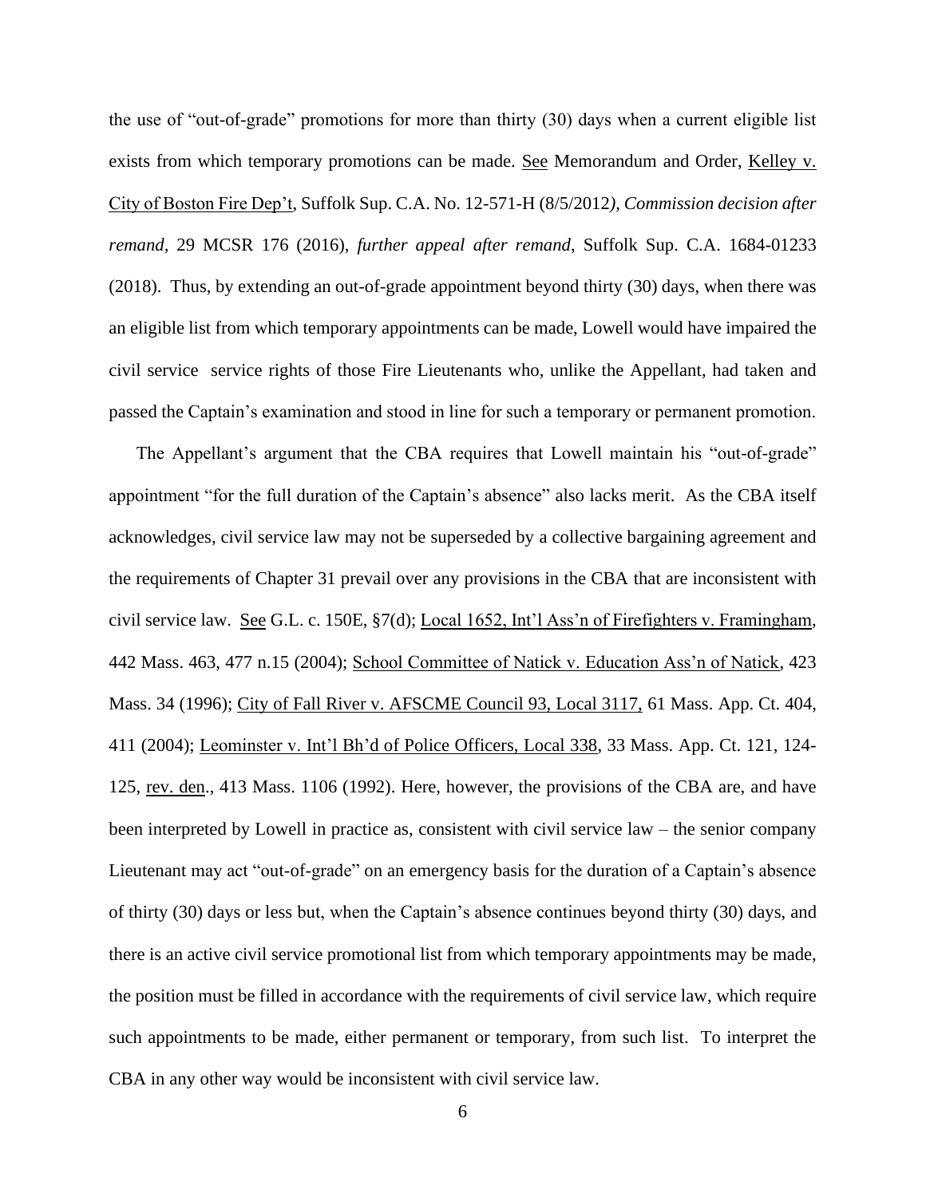the use of "out-of-grade" promotions for more than thirty (30) days when a current eligible list exists from which temporary promotions can be made. See Memorandum and Order, Kelley v. City of Boston Fire Dep't, Suffolk Sup. C.A. No. 12-571-H (8/5/2012*), Commission decision after remand*, 29 MCSR 176 (2016), *further appeal after remand*, Suffolk Sup. C.A. 1684-01233 (2018). Thus, by extending an out-of-grade appointment beyond thirty (30) days, when there was an eligible list from which temporary appointments can be made, Lowell would have impaired the civil service service rights of those Fire Lieutenants who, unlike the Appellant, had taken and passed the Captain's examination and stood in line for such a temporary or permanent promotion.

The Appellant's argument that the CBA requires that Lowell maintain his "out-of-grade" appointment "for the full duration of the Captain's absence" also lacks merit. As the CBA itself acknowledges, civil service law may not be superseded by a collective bargaining agreement and the requirements of Chapter 31 prevail over any provisions in the CBA that are inconsistent with civil service law. See G.L. c. 150E, §7(d); Local 1652, Int'l Ass'n of Firefighters v. Framingham, 442 Mass. 463, 477 n.15 (2004); School Committee of Natick v. Education Ass'n of Natick, 423 Mass. 34 (1996); City of Fall River v. AFSCME Council 93, Local 3117, 61 Mass. App. Ct. 404, 411 (2004); Leominster v. Int'l Bh'd of Police Officers, Local 338, 33 Mass. App. Ct. 121, 124-125, rev. den., 413 Mass. 1106 (1992). Here, however, the provisions of the CBA are, and have been interpreted by Lowell in practice as, consistent with civil service law – the senior company Lieutenant may act "out-of-grade" on an emergency basis for the duration of a Captain's absence of thirty (30) days or less but, when the Captain's absence continues beyond thirty (30) days, and there is an active civil service promotional list from which temporary appointments may be made, the position must be filled in accordance with the requirements of civil service law, which require such appointments to be made, either permanent or temporary, from such list. To interpret the CBA in any other way would be inconsistent with civil service law.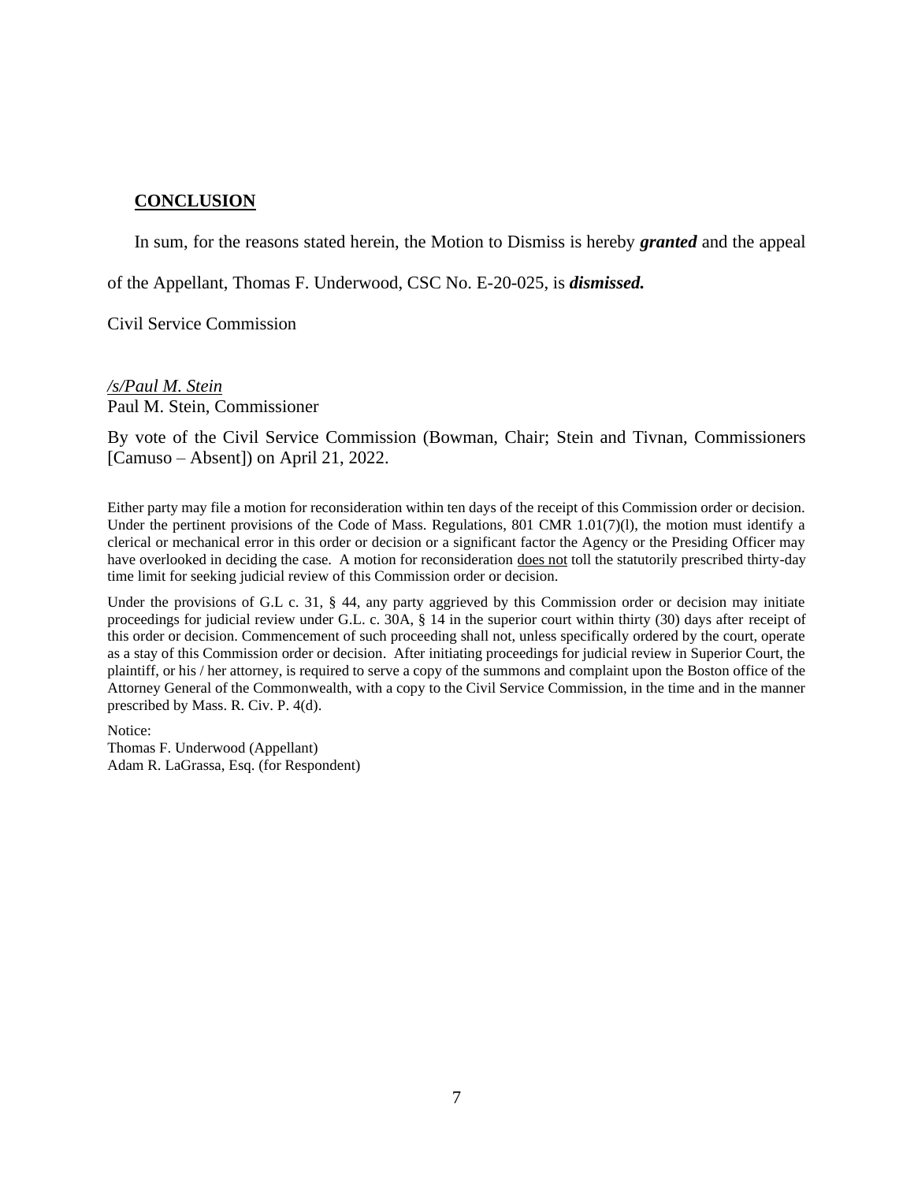## **CONCLUSION**

In sum, for the reasons stated herein, the Motion to Dismiss is hereby ***granted*** and the appeal of the Appellant, Thomas F. Underwood, CSC No. E-20-025, is ***dismissed.***

Civil Service Commission

*/s/Paul M. Stein*
Paul M. Stein, Commissioner

By vote of the Civil Service Commission (Bowman, Chair; Stein and Tivnan, Commissioners [Camuso – Absent]) on April 21, 2022.

Either party may file a motion for reconsideration within ten days of the receipt of this Commission order or decision. Under the pertinent provisions of the Code of Mass. Regulations, 801 CMR 1.01(7)(l), the motion must identify a clerical or mechanical error in this order or decision or a significant factor the Agency or the Presiding Officer may have overlooked in deciding the case. A motion for reconsideration does not toll the statutorily prescribed thirty-day time limit for seeking judicial review of this Commission order or decision.

Under the provisions of G.L c. 31, § 44, any party aggrieved by this Commission order or decision may initiate proceedings for judicial review under G.L. c. 30A, § 14 in the superior court within thirty (30) days after receipt of this order or decision. Commencement of such proceeding shall not, unless specifically ordered by the court, operate as a stay of this Commission order or decision. After initiating proceedings for judicial review in Superior Court, the plaintiff, or his / her attorney, is required to serve a copy of the summons and complaint upon the Boston office of the Attorney General of the Commonwealth, with a copy to the Civil Service Commission, in the time and in the manner prescribed by Mass. R. Civ. P. 4(d).

Notice:
Thomas F. Underwood (Appellant)
Adam R. LaGrassa, Esq. (for Respondent)